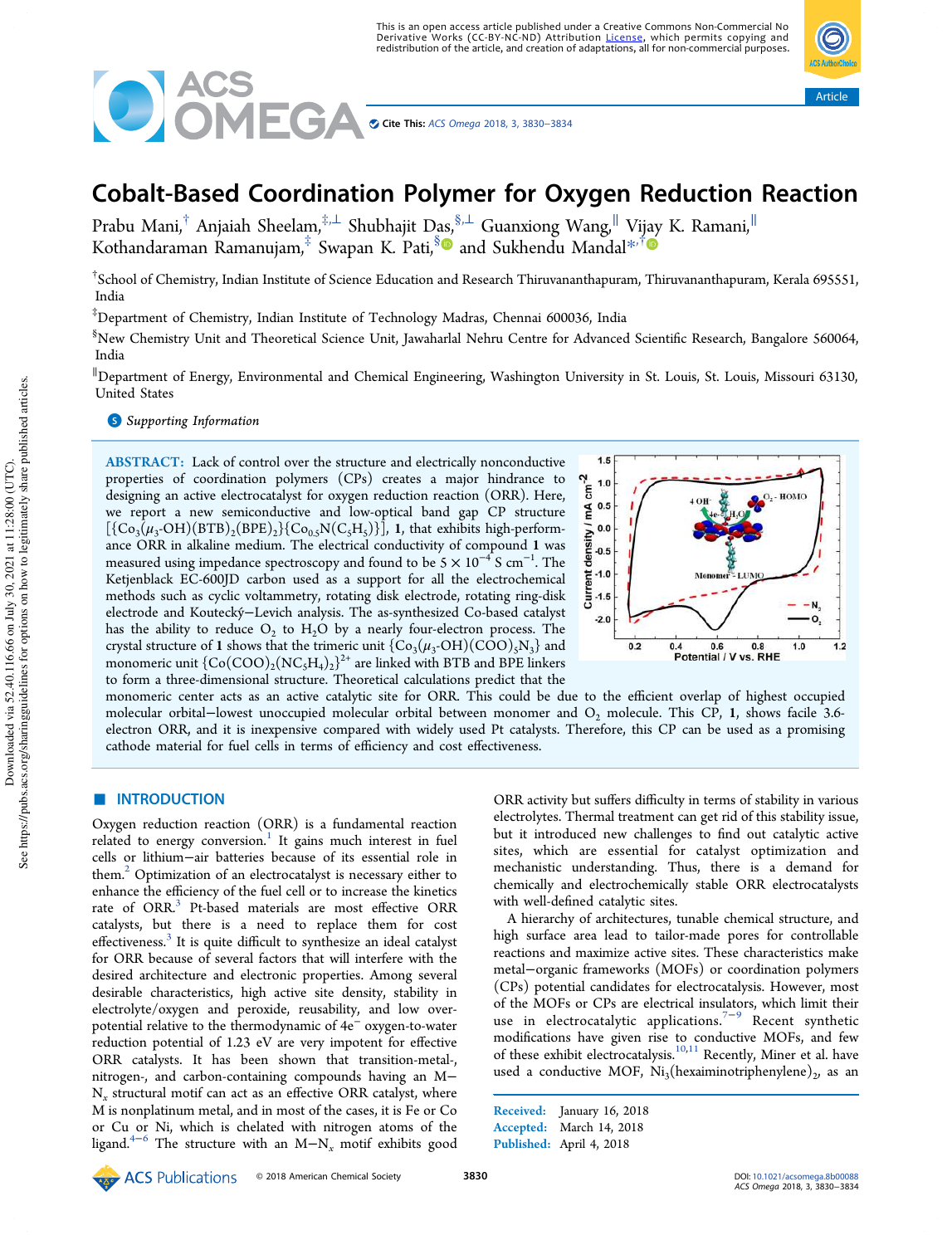# Cobalt-Based Coordination Polymer for Oxygen Reduction Reaction

Prabu Mani,[†] Anjaiah Sheelam,[‡,⊥] Shubhajit Das,[§,⊥] Guanxiong Wang,[∥] Vijay K. Ramani,[∥] Kothandaraman Ramanujam,[‡] Swapan K. Pati,[§] and Sukhendu Mandal*[,†]

[†]School of Chemistry, Indian Institute of Science Education and Research Thiruvananthapuram, Thiruvananthapuram, Kerala 695551, India

[‡]Department of Chemistry, Indian Institute of Technology Madras, Chennai 600036, India

[§]New Chemistry Unit and Theoretical Science Unit, Jawaharlal Nehru Centre for Advanced Scientific Research, Bangalore 560064, India

[∥]Department of Energy, Environmental and Chemical Engineering, Washington University in St. Louis, St. Louis, Missouri 63130, United States

Supporting Information

**ABSTRACT:** Lack of control over the structure and electrically nonconductive properties of coordination polymers (CPs) creates a major hindrance to designing an active electrocatalyst for oxygen reduction reaction (ORR). Here, we report a new semiconductive and low-optical band gap CP structure $[\{Co_3(\mu_3\text{-}OH)(BTB)_2(BPE)_2\}\{Co_{0.5}N(C_5H_5)\}]$, **1**, that exhibits high-performance ORR in alkaline medium. The electrical conductivity of compound **1** was measured using impedance spectroscopy and found to be $5 \times 10^{-4}$ S $cm^{-1}$. The Ketjenblack EC-600JD carbon used as a support for all the electrochemical methods such as cyclic voltammetry, rotating disk electrode, rotating ring-disk electrode and Koutecký–Levich analysis. The as-synthesized Co-based catalyst has the ability to reduce $O_2$ to $H_2O$ by a nearly four-electron process. The crystal structure of **1** shows that the trimeric unit $\{Co_3(\mu_3\text{-}OH)(COO)_5N_3\}$ and monomeric unit $\{Co(COO)_2(NC_5H_4)_2\}^{2+}$ are linked with BTB and BPE linkers to form a three-dimensional structure. Theoretical calculations predict that the monomeric center acts as an active catalytic site for ORR. This could be due to the efficient overlap of highest occupied molecular orbital–lowest unoccupied molecular orbital between monomer and $O_2$ molecule. This CP, **1**, shows facile 3.6-electron ORR, and it is inexpensive compared with widely used Pt catalysts. Therefore, this CP can be used as a promising cathode material for fuel cells in terms of efficiency and cost effectiveness.

## INTRODUCTION

Oxygen reduction reaction (ORR) is a fundamental reaction related to energy conversion.[1] It gains much interest in fuel cells or lithium–air batteries because of its essential role in them.[2] Optimization of an electrocatalyst is necessary either to enhance the efficiency of the fuel cell or to increase the kinetics rate of ORR.[3] Pt-based materials are most effective ORR catalysts, but there is a need to replace them for cost effectiveness.[3] It is quite difficult to synthesize an ideal catalyst for ORR because of several factors that will interfere with the desired architecture and electronic properties. Among several desirable characteristics, high active site density, stability in electrolyte/oxygen and peroxide, reusability, and low overpotential relative to the thermodynamic of $4e^-$ oxygen-to-water reduction potential of 1.23 eV are very impotent for effective ORR catalysts. It has been shown that transition-metal-, nitrogen-, and carbon-containing compounds having an M–$N_x$ structural motif can act as an effective ORR catalyst, where M is nonplatinum metal, and in most of the cases, it is Fe or Co or Cu or Ni, which is chelated with nitrogen atoms of the ligand.[4−6] The structure with an M–$N_x$ motif exhibits good ORR activity but suffers difficulty in terms of stability in various electrolytes. Thermal treatment can get rid of this stability issue, but it introduced new challenges to find out catalytic active sites, which are essential for catalyst optimization and mechanistic understanding. Thus, there is a demand for chemically and electrochemically stable ORR electrocatalysts with well-defined catalytic sites.

A hierarchy of architectures, tunable chemical structure, and high surface area lead to tailor-made pores for controllable reactions and maximize active sites. These characteristics make metal–organic frameworks (MOFs) or coordination polymers (CPs) potential candidates for electrocatalysis. However, most of the MOFs or CPs are electrical insulators, which limit their use in electrocatalytic applications.[7−9] Recent synthetic modifications have given rise to conductive MOFs, and few of these exhibit electrocatalysis.[10,11] Recently, Miner et al. have used a conductive MOF, $Ni_3(hexaiminotriphenylene)_2$, as an

Received: January 16, 2018
Accepted: March 14, 2018
Published: April 4, 2018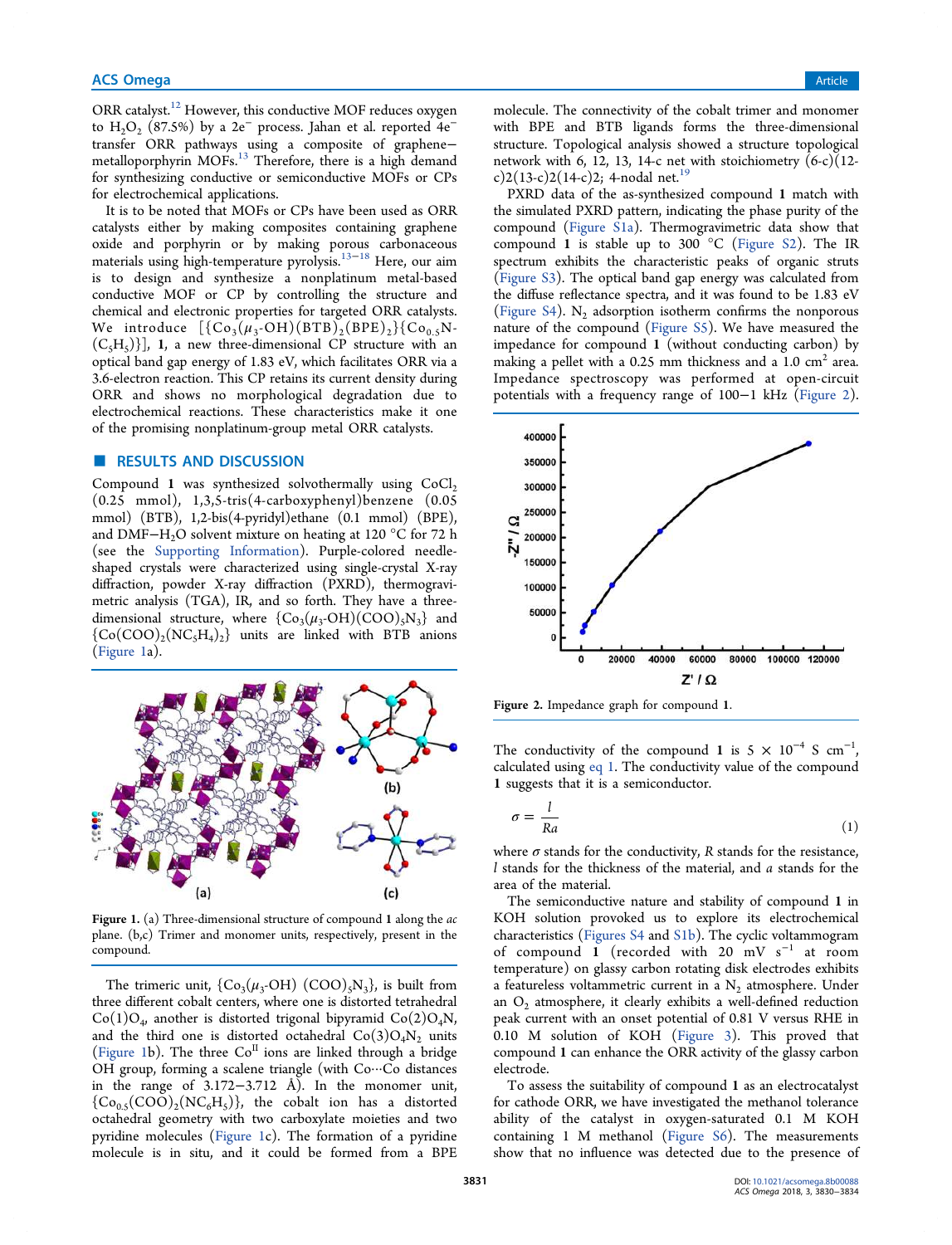ORR catalyst.[12] However, this conductive MOF reduces oxygen to $H_2O_2$ (87.5%) by a 2e$^-$ process. Jahan et al. reported 4e$^-$ transfer ORR pathways using a composite of graphene−metalloporphyrin MOFs.[13] Therefore, there is a high demand for synthesizing conductive or semiconductive MOFs or CPs for electrochemical applications.

It is to be noted that MOFs or CPs have been used as ORR catalysts either by making composites containing graphene oxide and porphyrin or by making porous carbonaceous materials using high-temperature pyrolysis.[13−18] Here, our aim is to design and synthesize a nonplatinum metal-based conductive MOF or CP by controlling the structure and chemical and electronic properties for targeted ORR catalysts. We introduce $[\{Co_3(\mu_3\text{-}OH)(BTB)_2(BPE)_2\}\{Co_{0.5}N\text{-}(C_5H_5)\}]$, **1**, a new three-dimensional CP structure with an optical band gap energy of 1.83 eV, which facilitates ORR via a 3.6-electron reaction. This CP retains its current density during ORR and shows no morphological degradation due to electrochemical reactions. These characteristics make it one of the promising nonplatinum-group metal ORR catalysts.

## RESULTS AND DISCUSSION

Compound **1** was synthesized solvothermally using $CoCl_2$ (0.25 mmol), 1,3,5-tris(4-carboxyphenyl)benzene (0.05 mmol) (BTB), 1,2-bis(4-pyridyl)ethane (0.1 mmol) (BPE), and DMF−$H_2O$ solvent mixture on heating at 120 °C for 72 h (see the Supporting Information). Purple-colored needle-shaped crystals were characterized using single-crystal X-ray diffraction, powder X-ray diffraction (PXRD), thermogravimetric analysis (TGA), IR, and so forth. They have a three-dimensional structure, where $\{Co_3(\mu_3\text{-}OH)(COO)_5N_3\}$ and $\{Co(COO)_2(NC_5H_4)_2\}$ units are linked with BTB anions (Figure 1a).

Figure 1. (a) Three-dimensional structure of compound **1** along the *ac* plane. (b,c) Trimer and monomer units, respectively, present in the compound.

The trimeric unit, $\{Co_3(\mu_3\text{-}OH)\ (COO)_5N_3\}$, is built from three different cobalt centers, where one is distorted tetrahedral $Co(1)O_4$, another is distorted trigonal bipyramid $Co(2)O_4N$, and the third one is distorted octahedral $Co(3)O_4N_2$ units (Figure 1b). The three $Co^{II}$ ions are linked through a bridge OH group, forming a scalene triangle (with Co···Co distances in the range of 3.172−3.712 Å). In the monomer unit, $\{Co_{0.5}(COO)_2(NC_6H_5)\}$, the cobalt ion has a distorted octahedral geometry with two carboxylate moieties and two pyridine molecules (Figure 1c). The formation of a pyridine molecule is in situ, and it could be formed from a BPE molecule. The connectivity of the cobalt trimer and monomer with BPE and BTB ligands forms the three-dimensional structure. Topological analysis showed a structure topological network with 6, 12, 13, 14-c net with stoichiometry (6-c)(12-c)2(13-c)2(14-c)2; 4-nodal net.[19]

PXRD data of the as-synthesized compound **1** match with the simulated PXRD pattern, indicating the phase purity of the compound (Figure S1a). Thermogravimetric data show that compound **1** is stable up to 300 °C (Figure S2). The IR spectrum exhibits the characteristic peaks of organic struts (Figure S3). The optical band gap energy was calculated from the diffuse reflectance spectra, and it was found to be 1.83 eV (Figure S4). $N_2$ adsorption isotherm confirms the nonporous nature of the compound (Figure S5). We have measured the impedance for compound **1** (without conducting carbon) by making a pellet with a 0.25 mm thickness and a 1.0 cm$^2$ area. Impedance spectroscopy was performed at open-circuit potentials with a frequency range of 100−1 kHz (Figure 2).

Figure 2. Impedance graph for compound **1**.

The conductivity of the compound **1** is $5 \times 10^{-4}$ S cm$^{-1}$, calculated using eq 1. The conductivity value of the compound **1** suggests that it is a semiconductor.

$$\sigma = \frac{l}{Ra} \tag{1}$$

where $\sigma$ stands for the conductivity, $R$ stands for the resistance, $l$ stands for the thickness of the material, and $a$ stands for the area of the material.

The semiconductive nature and stability of compound **1** in KOH solution provoked us to explore its electrochemical characteristics (Figures S4 and S1b). The cyclic voltammogram of compound **1** (recorded with 20 mV s$^{-1}$ at room temperature) on glassy carbon rotating disk electrodes exhibits a featureless voltammetric current in a $N_2$ atmosphere. Under an $O_2$ atmosphere, it clearly exhibits a well-defined reduction peak current with an onset potential of 0.81 V versus RHE in 0.10 M solution of KOH (Figure 3). This proved that compound **1** can enhance the ORR activity of the glassy carbon electrode.

To assess the suitability of compound **1** as an electrocatalyst for cathode ORR, we have investigated the methanol tolerance ability of the catalyst in oxygen-saturated 0.1 M KOH containing 1 M methanol (Figure S6). The measurements show that no influence was detected due to the presence of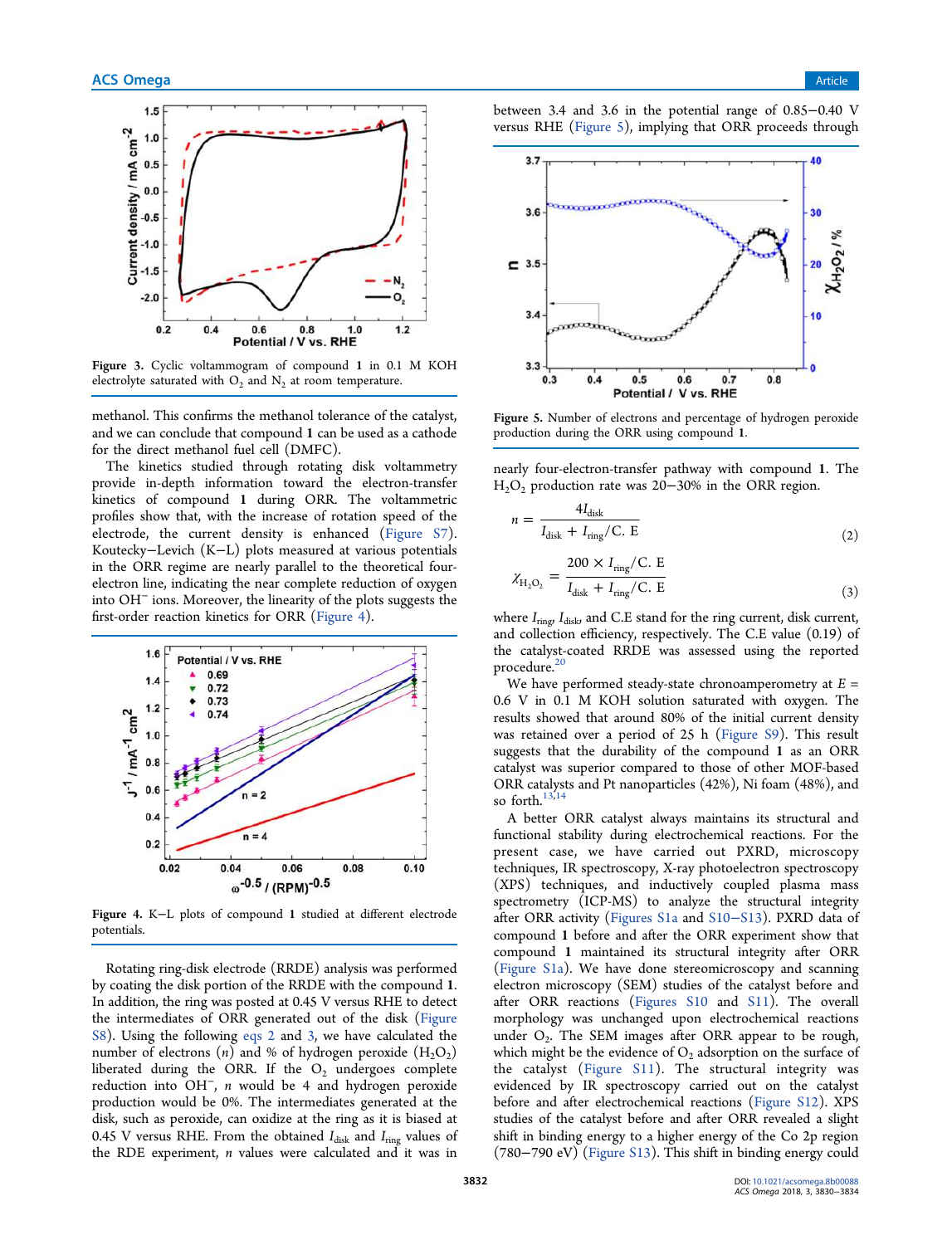Figure 3. Cyclic voltammogram of compound **1** in 0.1 M KOH electrolyte saturated with $O_2$ and $N_2$ at room temperature.

methanol. This confirms the methanol tolerance of the catalyst, and we can conclude that compound **1** can be used as a cathode for the direct methanol fuel cell (DMFC).

The kinetics studied through rotating disk voltammetry provide in-depth information toward the electron-transfer kinetics of compound **1** during ORR. The voltammetric profiles show that, with the increase of rotation speed of the electrode, the current density is enhanced (Figure S7). Koutecky–Levich (K–L) plots measured at various potentials in the ORR regime are nearly parallel to the theoretical four-electron line, indicating the near complete reduction of oxygen into $OH^-$ ions. Moreover, the linearity of the plots suggests the first-order reaction kinetics for ORR (Figure 4).

Figure 4. K–L plots of compound **1** studied at different electrode potentials.

Rotating ring-disk electrode (RRDE) analysis was performed by coating the disk portion of the RRDE with the compound **1**. In addition, the ring was posted at 0.45 V versus RHE to detect the intermediates of ORR generated out of the disk (Figure S8). Using the following eqs 2 and 3, we have calculated the number of electrons ($n$) and % of hydrogen peroxide ($H_2O_2$) liberated during the ORR. If the $O_2$ undergoes complete reduction into $OH^-$, $n$ would be 4 and hydrogen peroxide production would be 0%. The intermediates generated at the disk, such as peroxide, can oxidize at the ring as it is biased at 0.45 V versus RHE. From the obtained $I_{disk}$ and $I_{ring}$ values of the RDE experiment, $n$ values were calculated and it was in between 3.4 and 3.6 in the potential range of 0.85–0.40 V versus RHE (Figure 5), implying that ORR proceeds through nearly four-electron-transfer pathway with compound **1**. The $H_2O_2$ production rate was 20–30% in the ORR region.

Figure 5. Number of electrons and percentage of hydrogen peroxide production during the ORR using compound **1**.

$$n = \frac{4I_{disk}}{I_{disk} + I_{ring}/\text{C. E}} \tag{2}$$

$$\chi_{H_2O_2} = \frac{200 \times I_{ring}/\text{C. E}}{I_{disk} + I_{ring}/\text{C. E}} \tag{3}$$

where $I_{ring}$, $I_{disk}$, and C.E stand for the ring current, disk current, and collection efficiency, respectively. The C.E value (0.19) of the catalyst-coated RRDE was assessed using the reported procedure.[20]

We have performed steady-state chronoamperometry at $E$ = 0.6 V in 0.1 M KOH solution saturated with oxygen. The results showed that around 80% of the initial current density was retained over a period of 25 h (Figure S9). This result suggests that the durability of the compound **1** as an ORR catalyst was superior compared to those of other MOF-based ORR catalysts and Pt nanoparticles (42%), Ni foam (48%), and so forth.[13,14]

A better ORR catalyst always maintains its structural and functional stability during electrochemical reactions. For the present case, we have carried out PXRD, microscopy techniques, IR spectroscopy, X-ray photoelectron spectroscopy (XPS) techniques, and inductively coupled plasma mass spectrometry (ICP-MS) to analyze the structural integrity after ORR activity (Figures S1a and S10–S13). PXRD data of compound **1** before and after the ORR experiment show that compound **1** maintained its structural integrity after ORR (Figure S1a). We have done stereomicroscopy and scanning electron microscopy (SEM) studies of the catalyst before and after ORR reactions (Figures S10 and S11). The overall morphology was unchanged upon electrochemical reactions under $O_2$. The SEM images after ORR appear to be rough, which might be the evidence of $O_2$ adsorption on the surface of the catalyst (Figure S11). The structural integrity was evidenced by IR spectroscopy carried out on the catalyst before and after electrochemical reactions (Figure S12). XPS studies of the catalyst before and after ORR revealed a slight shift in binding energy to a higher energy of the Co 2p region (780–790 eV) (Figure S13). This shift in binding energy could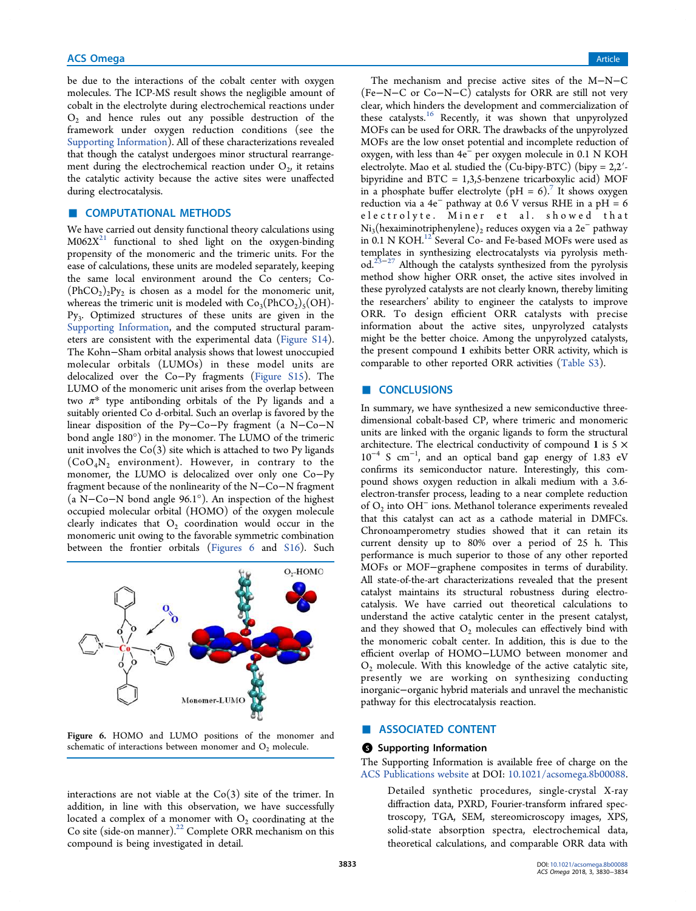be due to the interactions of the cobalt center with oxygen molecules. The ICP-MS result shows the negligible amount of cobalt in the electrolyte during electrochemical reactions under $O_2$ and hence rules out any possible destruction of the framework under oxygen reduction conditions (see the Supporting Information). All of these characterizations revealed that though the catalyst undergoes minor structural rearrangement during the electrochemical reaction under $O_2$, it retains the catalytic activity because the active sites were unaffected during electrocatalysis.

## ■ COMPUTATIONAL METHODS

We have carried out density functional theory calculations using M062X[21] functional to shed light on the oxygen-binding propensity of the monomeric and the trimeric units. For the ease of calculations, these units are modeled separately, keeping the same local environment around the Co centers; Co-$(PhCO_2)_2Py_2$ is chosen as a model for the monomeric unit, whereas the trimeric unit is modeled with $Co_3(PhCO_2)_5(OH)$-$Py_3$. Optimized structures of these units are given in the Supporting Information, and the computed structural parameters are consistent with the experimental data (Figure S14). The Kohn−Sham orbital analysis shows that lowest unoccupied molecular orbitals (LUMOs) in these model units are delocalized over the Co−Py fragments (Figure S15). The LUMO of the monomeric unit arises from the overlap between two $\pi^*$ type antibonding orbitals of the Py ligands and a suitably oriented Co d-orbital. Such an overlap is favored by the linear disposition of the Py−Co−Py fragment (a N−Co−N bond angle 180°) in the monomer. The LUMO of the trimeric unit involves the Co(3) site which is attached to two Py ligands ($CoO_4N_2$ environment). However, in contrary to the monomer, the LUMO is delocalized over only one Co−Py fragment because of the nonlinearity of the N−Co−N fragment (a N−Co−N bond angle 96.1°). An inspection of the highest occupied molecular orbital (HOMO) of the oxygen molecule clearly indicates that $O_2$ coordination would occur in the monomeric unit owing to the favorable symmetric combination between the frontier orbitals (Figures 6 and S16). Such interactions are not viable at the Co(3) site of the trimer. In addition, in line with this observation, we have successfully located a complex of a monomer with $O_2$ coordinating at the Co site (side-on manner).[22] Complete ORR mechanism on this compound is being investigated in detail.

Figure 6. HOMO and LUMO positions of the monomer and schematic of interactions between monomer and $O_2$ molecule.

The mechanism and precise active sites of the M−N−C (Fe−N−C or Co−N−C) catalysts for ORR are still not very clear, which hinders the development and commercialization of these catalysts.[16] Recently, it was shown that unpyrolyzed MOFs can be used for ORR. The drawbacks of the unpyrolyzed MOFs are the low onset potential and incomplete reduction of oxygen, with less than $4e^-$ per oxygen molecule in 0.1 N KOH electrolyte. Mao et al. studied the (Cu-bipy-BTC) (bipy = 2,2′-bipyridine and BTC = 1,3,5-benzene tricarboxylic acid) MOF in a phosphate buffer electrolyte (pH = 6).[7] It shows oxygen reduction via a $4e^-$ pathway at 0.6 V versus RHE in a pH = 6 electrolyte. Miner et al. showed that $Ni_3$(hexaiminotriphenylene)$_2$ reduces oxygen via a $2e^-$ pathway in 0.1 N KOH.[12] Several Co- and Fe-based MOFs were used as templates in synthesizing electrocatalysts via pyrolysis method.[23−27] Although the catalysts synthesized from the pyrolysis method show higher ORR onset, the active sites involved in these pyrolyzed catalysts are not clearly known, thereby limiting the researchers' ability to engineer the catalysts to improve ORR. To design efficient ORR catalysts with precise information about the active sites, unpyrolyzed catalysts might be the better choice. Among the unpyrolyzed catalysts, the present compound **1** exhibits better ORR activity, which is comparable to other reported ORR activities (Table S3).

## ■ CONCLUSIONS

In summary, we have synthesized a new semiconductive three-dimensional cobalt-based CP, where trimeric and monomeric units are linked with the organic ligands to form the structural architecture. The electrical conductivity of compound **1** is $5 \times 10^{-4}$ S cm$^{-1}$, and an optical band gap energy of 1.83 eV confirms its semiconductor nature. Interestingly, this compound shows oxygen reduction in alkali medium with a 3.6-electron-transfer process, leading to a near complete reduction of $O_2$ into $OH^-$ ions. Methanol tolerance experiments revealed that this catalyst can act as a cathode material in DMFCs. Chronoamperometry studies showed that it can retain its current density up to 80% over a period of 25 h. This performance is much superior to those of any other reported MOFs or MOF−graphene composites in terms of durability. All state-of-the-art characterizations revealed that the present catalyst maintains its structural robustness during electrocatalysis. We have carried out theoretical calculations to understand the active catalytic center in the present catalyst, and they showed that $O_2$ molecules can effectively bind with the monomeric cobalt center. In addition, this is due to the efficient overlap of HOMO−LUMO between monomer and $O_2$ molecule. With this knowledge of the active catalytic site, presently we are working on synthesizing conducting inorganic−organic hybrid materials and unravel the mechanistic pathway for this electrocatalysis reaction.

## ■ ASSOCIATED CONTENT

### Supporting Information

The Supporting Information is available free of charge on the ACS Publications website at DOI: 10.1021/acsomega.8b00088.

Detailed synthetic procedures, single-crystal X-ray diffraction data, PXRD, Fourier-transform infrared spectroscopy, TGA, SEM, stereomicroscopy images, XPS, solid-state absorption spectra, electrochemical data, theoretical calculations, and comparable ORR data with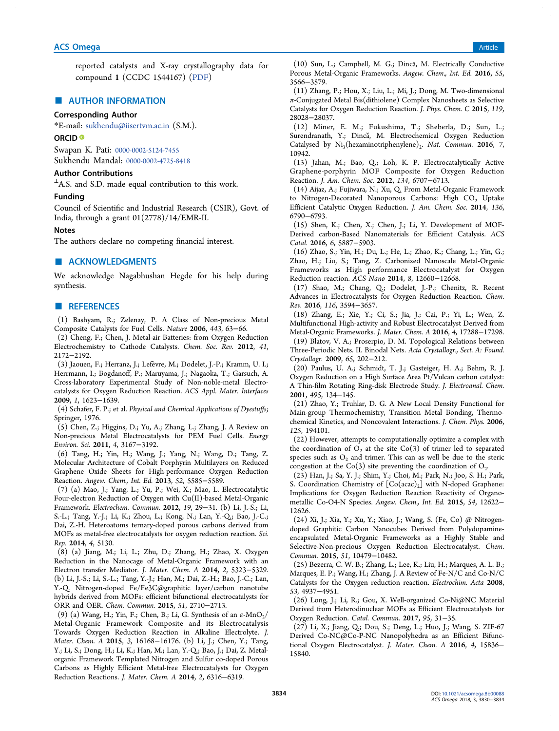reported catalysts and X-ray crystallography data for compound **1** (CCDC 1544167) (PDF)

## ■ AUTHOR INFORMATION

### Corresponding Author

*E-mail: sukhendu@iisertvm.ac.in (S.M.).

### ORCID

Swapan K. Pati: 0000-0002-5124-7455

Sukhendu Mandal: 0000-0002-4725-8418

### Author Contributions

⊥A.S. and S.D. made equal contribution to this work.

### Funding

Council of Scientific and Industrial Research (CSIR), Govt. of India, through a grant 01(2778)/14/EMR-II.

### Notes

The authors declare no competing financial interest.

## ■ ACKNOWLEDGMENTS

We acknowledge Nagabhushan Hegde for his help during synthesis.

## ■ REFERENCES

(1) Bashyam, R.; Zelenay, P. A Class of Non-precious Metal Composite Catalysts for Fuel Cells. *Nature* **2006**, *443*, 63−66.

(2) Cheng, F.; Chen, J. Metal-air Batteries: from Oxygen Reduction Electrochemistry to Cathode Catalysts. *Chem. Soc. Rev.* **2012**, *41*, 2172−2192.

(3) Jaouen, F.; Herranz, J.; Lefèvre, M.; Dodelet, J.-P.; Kramm, U. I.; Herrmann, I.; Bogdanoff, P.; Maruyama, J.; Nagaoka, T.; Garsuch, A. Cross-laboratory Experimental Study of Non-noble-metal Electrocatalysts for Oxygen Reduction Reaction. *ACS Appl. Mater. Interfaces* **2009**, *1*, 1623−1639.

(4) Schafer, F. P.; et al. *Physical and Chemical Applications of Dyestuffs*; Springer, 1976.

(5) Chen, Z.; Higgins, D.; Yu, A.; Zhang, L.; Zhang, J. A Review on Non-precious Metal Electrocatalysts for PEM Fuel Cells. *Energy Environ. Sci.* **2011**, *4*, 3167−3192.

(6) Tang, H.; Yin, H.; Wang, J.; Yang, N.; Wang, D.; Tang, Z. Molecular Architecture of Cobalt Porphyrin Multilayers on Reduced Graphene Oxide Sheets for High-performance Oxygen Reduction Reaction. *Angew. Chem., Int. Ed.* **2013**, *52*, 5585−5589.

(7) (a) Mao, J.; Yang, L.; Yu, P.; Wei, X.; Mao, L. Electrocatalytic Four-electron Reduction of Oxygen with Cu(II)-based Metal-Organic Framework. *Electrochem. Commun.* **2012**, *19*, 29−31. (b) Li, J.-S.; Li, S.-L.; Tang, Y.-J.; Li, K.; Zhou, L.; Kong, N.; Lan, Y.-Q.; Bao, J.-C.; Dai, Z.-H. Heteroatoms ternary-doped porous carbons derived from MOFs as metal-free electrocatalysts for oxygen reduction reaction. *Sci. Rep.* **2014**, *4*, 5130.

(8) (a) Jiang, M.; Li, L.; Zhu, D.; Zhang, H.; Zhao, X. Oxygen Reduction in the Nanocage of Metal-Organic Framework with an Electron transfer Mediator. *J. Mater. Chem. A* **2014**, *2*, 5323−5329. (b) Li, J.-S.; Li, S.-L.; Tang, Y.-J.; Han, M.; Dai, Z.-H.; Bao, J.-C.; Lan, Y.-Q. Nitrogen-doped Fe/Fe3C@graphitic layer/carbon nanotube hybrids derived from MOFs: efficient bifunctional electrocatalysts for ORR and OER. *Chem. Commun.* **2015**, *51*, 2710−2713.

(9) (a) Wang, H.; Yin, F.; Chen, B.; Li, G. Synthesis of an ε-$MnO_2$/Metal-Organic Framework Composite and its Electrocatalysis Towards Oxygen Reduction Reaction in Alkaline Electrolyte. *J. Mater. Chem. A* **2015**, *3*, 16168−16176. (b) Li, J.; Chen, Y.; Tang, Y.; Li, S.; Dong, H.; Li, K.; Han, M.; Lan, Y.-Q.; Bao, J.; Dai, Z. Metal-organic Framework Templated Nitrogen and Sulfur co-doped Porous Carbons as Highly Efficient Metal-free Electrocatalysts for Oxygen Reduction Reactions. *J. Mater. Chem. A* **2014**, *2*, 6316−6319.

(10) Sun, L.; Campbell, M. G.; Dincă, M. Electrically Conductive Porous Metal-Organic Frameworks. *Angew. Chem., Int. Ed.* **2016**, *55*, 3566−3579.

(11) Zhang, P.; Hou, X.; Liu, L.; Mi, J.; Dong, M. Two-dimensional π-Conjugated Metal Bis(dithiolene) Complex Nanosheets as Selective Catalysts for Oxygen Reduction Reaction. *J. Phys. Chem. C* **2015**, *119*, 28028−28037.

(12) Miner, E. M.; Fukushima, T.; Sheberla, D.; Sun, L.; Surendranath, Y.; Dincă, M. Electrochemical Oxygen Reduction Catalysed by $Ni_3$(hexaminotriphenylene)$_2$. *Nat. Commun.* **2016**, *7*, 10942.

(13) Jahan, M.; Bao, Q.; Loh, K. P. Electrocatalytically Active Graphene-porphyrin MOF Composite for Oxygen Reduction Reaction. *J. Am. Chem. Soc.* **2012**, *134*, 6707−6713.

(14) Aijaz, A.; Fujiwara, N.; Xu, Q. From Metal-Organic Framework to Nitrogen-Decorated Nanoporous Carbons: High $CO_2$ Uptake Efficient Catalytic Oxygen Reduction. *J. Am. Chem. Soc.* **2014**, *136*, 6790−6793.

(15) Shen, K.; Chen, X.; Chen, J.; Li, Y. Development of MOF-Derived carbon-Based Nanomaterials for Efficient Catalysis. *ACS Catal.* **2016**, *6*, 5887−5903.

(16) Zhao, S.; Yin, H.; Du, L.; He, L.; Zhao, K.; Chang, L.; Yin, G.; Zhao, H.; Liu, S.; Tang, Z. Carbonized Nanoscale Metal-Organic Frameworks as High performance Electrocatalyst for Oxygen Reduction reaction. *ACS Nano* **2014**, *8*, 12660−12668.

(17) Shao, M.; Chang, Q.; Dodelet, J.-P.; Chenitz, R. Recent Advances in Electrocatalysts for Oxygen Reduction Reaction. *Chem. Rev.* **2016**, *116*, 3594−3657.

(18) Zhang, E.; Xie, Y.; Ci, S.; Jia, J.; Cai, P.; Yi, L.; Wen, Z. Multifunctional High-activity and Robust Electrocatalyst Derived from Metal-Organic Frameworks. *J. Mater. Chem. A* **2016**, *4*, 17288−17298.

(19) Blatov, V. A.; Proserpio, D. M. Topological Relations between Three-Periodic Nets. II. Binodal Nets. *Acta Crystallogr., Sect. A: Found. Crystallogr.* **2009**, *65*, 202−212.

(20) Paulus, U. A.; Schmidt, T. J.; Gasteiger, H. A.; Behm, R. J. Oxygen Reduction on a High Surface Area Pt/Vulcan carbon catalyst: A Thin-film Rotating Ring-disk Electrode Study. *J. Electroanal. Chem.* **2001**, *495*, 134−145.

(21) Zhao, Y.; Truhlar, D. G. A New Local Density Functional for Main-group Thermochemistry, Transition Metal Bonding, Thermochemical Kinetics, and Noncovalent Interactions. *J. Chem. Phys.* **2006**, *125*, 194101.

(22) However, attempts to computationally optimize a complex with the coordination of $O_2$ at the site Co(3) of trimer led to separated species such as $O_2$ and trimer. This can as well be due to the steric congestion at the Co(3) site preventing the coordination of $O_2$.

(23) Han, J.; Sa, Y. J.; Shim, Y.; Choi, M.; Park, N.; Joo, S. H.; Park, S. Coordination Chemistry of [Co(acac)$_2$] with N-doped Graphene: Implications for Oxygen Reduction Reaction Reactivity of Organometallic Co-O4-N Species. *Angew. Chem., Int. Ed.* **2015**, *54*, 12622−12626.

(24) Xi, J.; Xia, Y.; Xu, Y.; Xiao, J.; Wang, S. (Fe, Co) @ Nitrogen-doped Graphitic Carbon Nanocubes Derived from Polydopamine-encapsulated Metal-Organic Frameworks as a Highly Stable and Selective-Non-precious Oxygen Reduction Electrocatalyst. *Chem. Commun.* **2015**, *51*, 10479−10482.

(25) Bezerra, C. W. B.; Zhang, L.; Lee, K.; Liu, H.; Marques, A. L. B.; Marques, E. P.; Wang, H.; Zhang, J. A Review of Fe-N/C and Co-N/C Catalysts for the Oxygen reduction reaction. *Electrochim. Acta* **2008**, *53*, 4937−4951.

(26) Long, J.; Li, R.; Gou, X. Well-organized Co-Ni@NC Material Derived from Heterodinuclear MOFs as Efficient Electrocatalysts for Oxygen Reduction. *Catal. Commun.* **2017**, *95*, 31−35.

(27) Li, X.; Jiang, Q.; Dou, S.; Deng, L.; Huo, J.; Wang, S. ZIF-67 Derived Co-NC@Co-P-NC Nanopolyhedra as an Efficient Bifunctional Oxygen Electrocatalyst. *J. Mater. Chem. A* **2016**, *4*, 15836−15840.